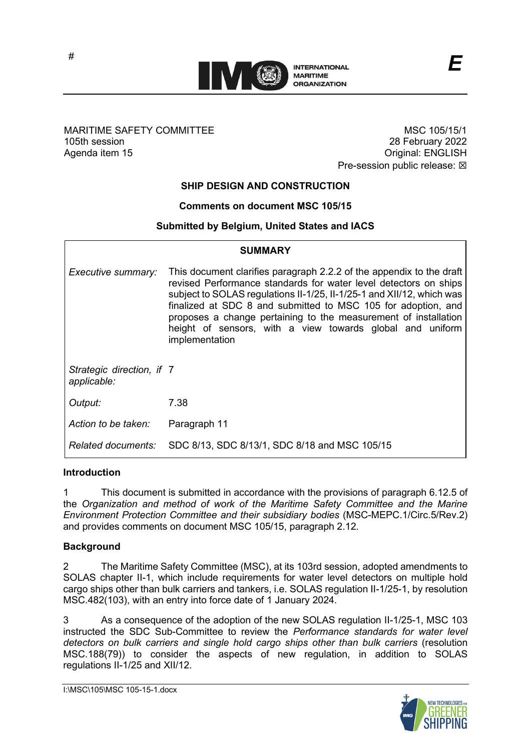#

INTERNATIONAL MARITIME ORGANIZATION

*E*

MARITIME SAFETY COMMITTEE
105th session
Agenda item 15

MSC 105/15/1
28 February 2022
Original: ENGLISH
Pre-session public release: ☒

## SHIP DESIGN AND CONSTRUCTION

### Comments on document MSC 105/15

### Submitted by Belgium, United States and IACS

| SUMMARY | |
|---|---|
| *Executive summary:* | This document clarifies paragraph 2.2.2 of the appendix to the draft revised Performance standards for water level detectors on ships subject to SOLAS regulations II-1/25, II-1/25-1 and XII/12, which was finalized at SDC 8 and submitted to MSC 105 for adoption, and proposes a change pertaining to the measurement of installation height of sensors, with a view towards global and uniform implementation |
| *Strategic direction, if applicable:* | 7 |
| *Output:* | 7.38 |
| *Action to be taken:* | Paragraph 11 |
| *Related documents:* | SDC 8/13, SDC 8/13/1, SDC 8/18 and MSC 105/15 |

**Introduction**

1 This document is submitted in accordance with the provisions of paragraph 6.12.5 of the *Organization and method of work of the Maritime Safety Committee and the Marine Environment Protection Committee and their subsidiary bodies* (MSC-MEPC.1/Circ.5/Rev.2) and provides comments on document MSC 105/15, paragraph 2.12.

**Background**

2 The Maritime Safety Committee (MSC), at its 103rd session, adopted amendments to SOLAS chapter II-1, which include requirements for water level detectors on multiple hold cargo ships other than bulk carriers and tankers, i.e. SOLAS regulation II-1/25-1, by resolution MSC.482(103), with an entry into force date of 1 January 2024.

3 As a consequence of the adoption of the new SOLAS regulation II-1/25-1, MSC 103 instructed the SDC Sub-Committee to review the *Performance standards for water level detectors on bulk carriers and single hold cargo ships other than bulk carriers* (resolution MSC.188(79)) to consider the aspects of new regulation, in addition to SOLAS regulations II-1/25 and XII/12.

I:\MSC\105\MSC 105-15-1.docx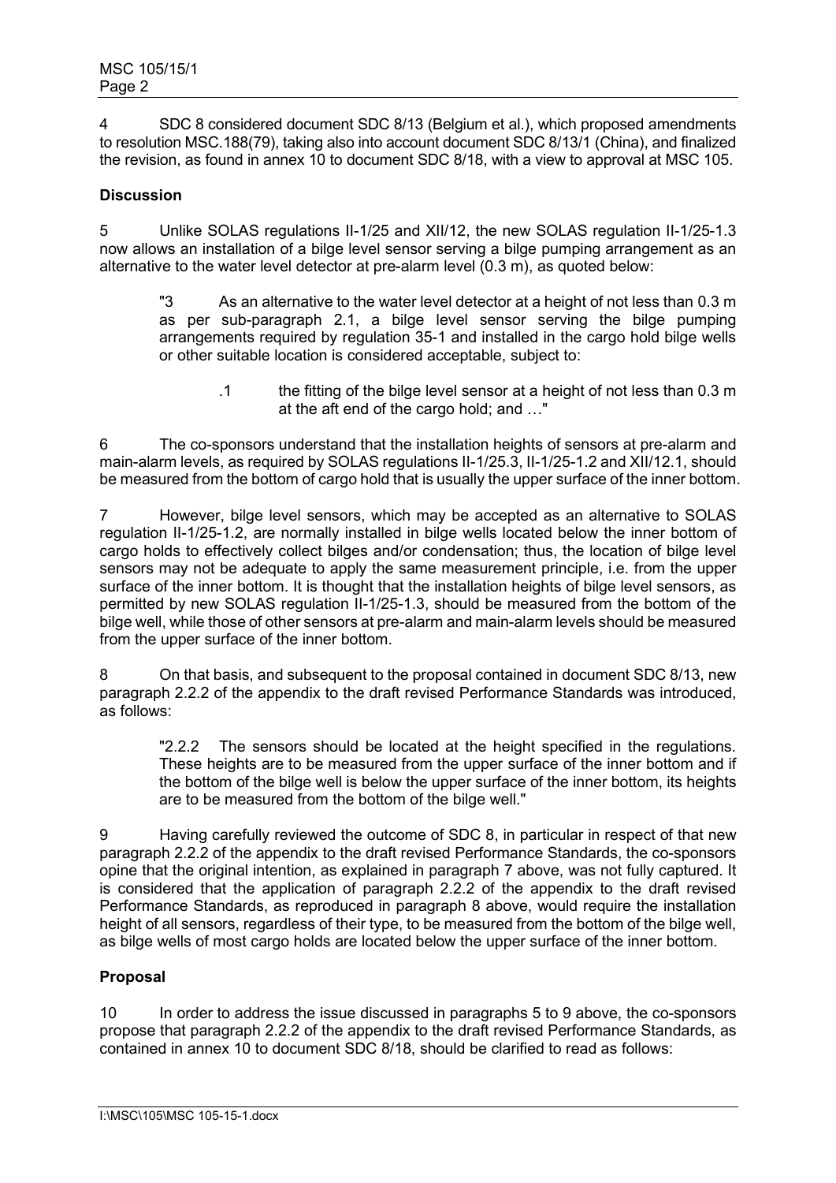4 SDC 8 considered document SDC 8/13 (Belgium et al.), which proposed amendments to resolution MSC.188(79), taking also into account document SDC 8/13/1 (China), and finalized the revision, as found in annex 10 to document SDC 8/18, with a view to approval at MSC 105.

**Discussion**

5 Unlike SOLAS regulations II-1/25 and XII/12, the new SOLAS regulation II-1/25-1.3 now allows an installation of a bilge level sensor serving a bilge pumping arrangement as an alternative to the water level detector at pre-alarm level (0.3 m), as quoted below:

> "3 As an alternative to the water level detector at a height of not less than 0.3 m as per sub-paragraph 2.1, a bilge level sensor serving the bilge pumping arrangements required by regulation 35-1 and installed in the cargo hold bilge wells or other suitable location is considered acceptable, subject to:
>
> .1 the fitting of the bilge level sensor at a height of not less than 0.3 m at the aft end of the cargo hold; and …"

6 The co-sponsors understand that the installation heights of sensors at pre-alarm and main-alarm levels, as required by SOLAS regulations II-1/25.3, II-1/25-1.2 and XII/12.1, should be measured from the bottom of cargo hold that is usually the upper surface of the inner bottom.

7 However, bilge level sensors, which may be accepted as an alternative to SOLAS regulation II-1/25-1.2, are normally installed in bilge wells located below the inner bottom of cargo holds to effectively collect bilges and/or condensation; thus, the location of bilge level sensors may not be adequate to apply the same measurement principle, i.e. from the upper surface of the inner bottom. It is thought that the installation heights of bilge level sensors, as permitted by new SOLAS regulation II-1/25-1.3, should be measured from the bottom of the bilge well, while those of other sensors at pre-alarm and main-alarm levels should be measured from the upper surface of the inner bottom.

8 On that basis, and subsequent to the proposal contained in document SDC 8/13, new paragraph 2.2.2 of the appendix to the draft revised Performance Standards was introduced, as follows:

> "2.2.2 The sensors should be located at the height specified in the regulations. These heights are to be measured from the upper surface of the inner bottom and if the bottom of the bilge well is below the upper surface of the inner bottom, its heights are to be measured from the bottom of the bilge well."

9 Having carefully reviewed the outcome of SDC 8, in particular in respect of that new paragraph 2.2.2 of the appendix to the draft revised Performance Standards, the co-sponsors opine that the original intention, as explained in paragraph 7 above, was not fully captured. It is considered that the application of paragraph 2.2.2 of the appendix to the draft revised Performance Standards, as reproduced in paragraph 8 above, would require the installation height of all sensors, regardless of their type, to be measured from the bottom of the bilge well, as bilge wells of most cargo holds are located below the upper surface of the inner bottom.

**Proposal**

10 In order to address the issue discussed in paragraphs 5 to 9 above, the co-sponsors propose that paragraph 2.2.2 of the appendix to the draft revised Performance Standards, as contained in annex 10 to document SDC 8/18, should be clarified to read as follows: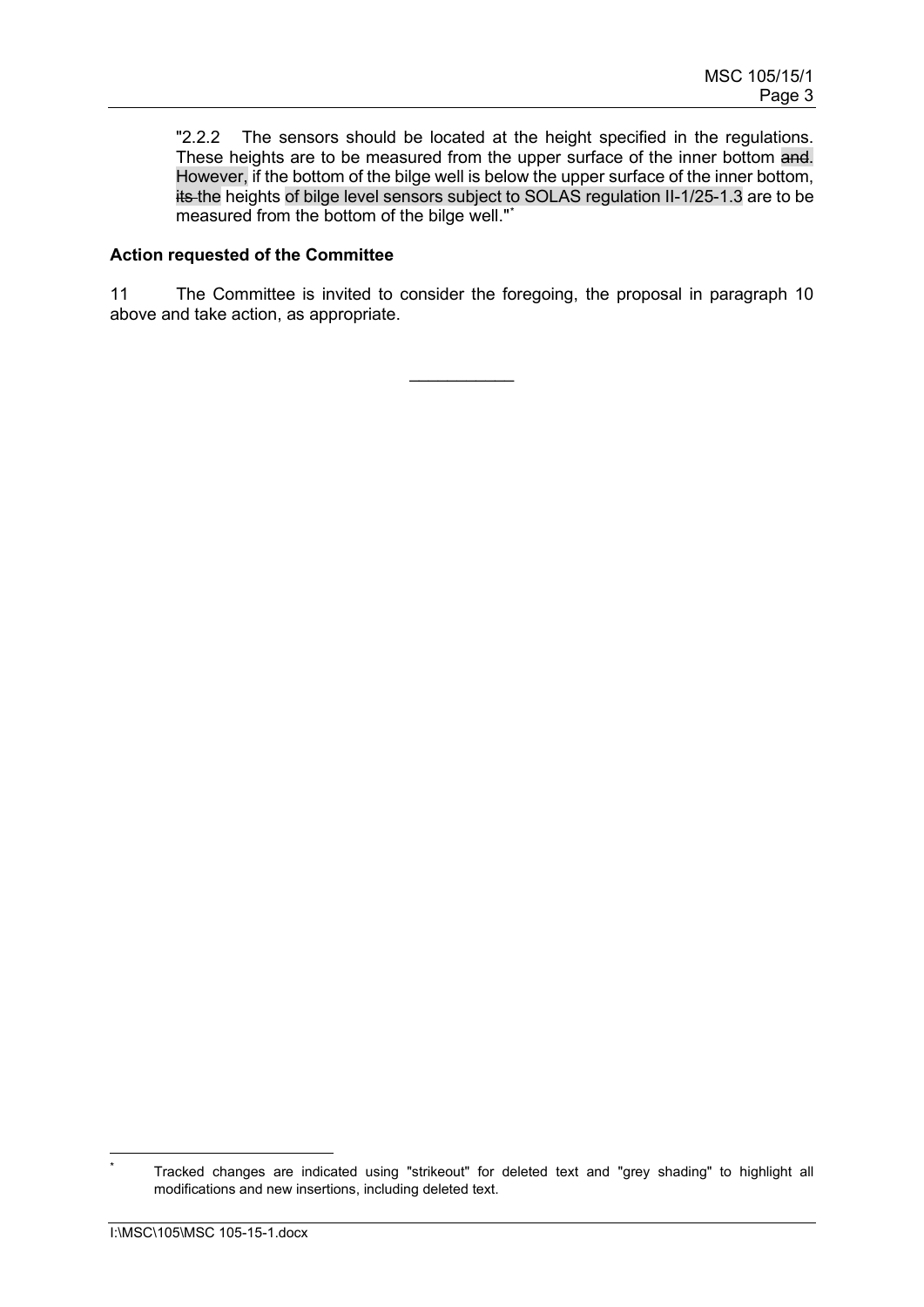"2.2.2 The sensors should be located at the height specified in the regulations. These heights are to be measured from the upper surface of the inner bottom ~~and~~. However, if the bottom of the bilge well is below the upper surface of the inner bottom, ~~its~~ the heights of bilge level sensors subject to SOLAS regulation II-1/25-1.3 are to be measured from the bottom of the bilge well."*

**Action requested of the Committee**

11 The Committee is invited to consider the foregoing, the proposal in paragraph 10 above and take action, as appropriate.

---

* Tracked changes are indicated using "strikeout" for deleted text and "grey shading" to highlight all modifications and new insertions, including deleted text.